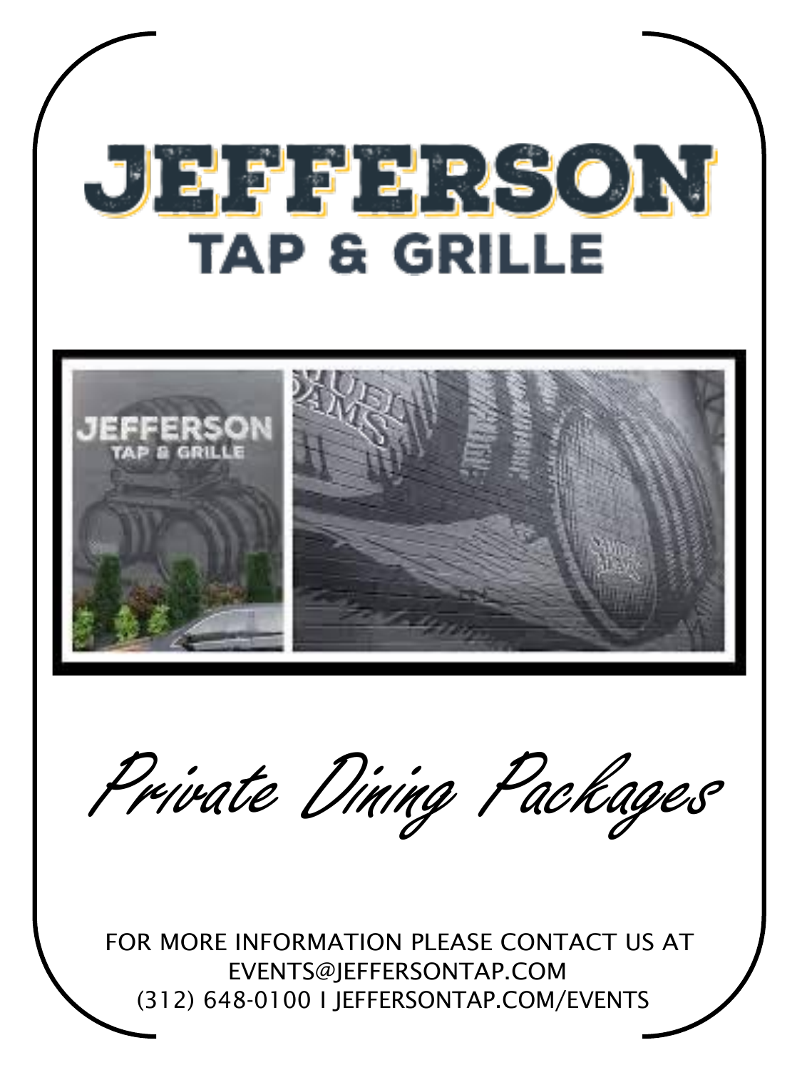# JEFFERSON

## TAP & GRILLE

*Private Dining Packages*

FOR MORE INFORMATION PLEASE CONTACT US AT
EVENTS@JEFFERSONTAP.COM
(312) 648-0100 I JEFFERSONTAP.COM/EVENTS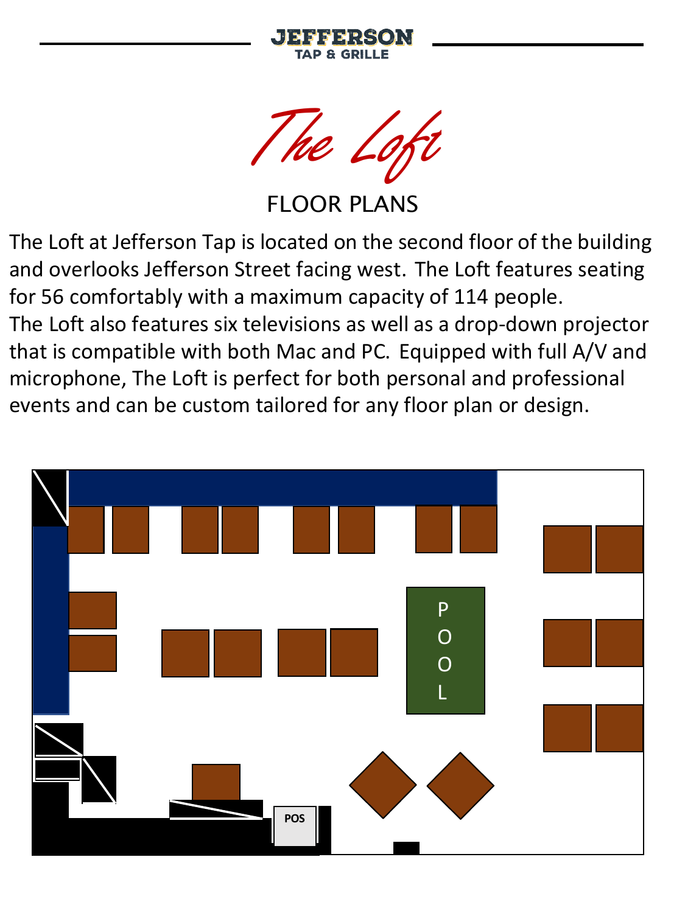JEFFERSON
TAP & GRILLE

# *The Loft*

## FLOOR PLANS

The Loft at Jefferson Tap is located on the second floor of the building and overlooks Jefferson Street facing west. The Loft features seating for 56 comfortably with a maximum capacity of 114 people.
The Loft also features six televisions as well as a drop-down projector that is compatible with both Mac and PC. Equipped with full A/V and microphone, The Loft is perfect for both personal and professional events and can be custom tailored for any floor plan or design.

POOL

POS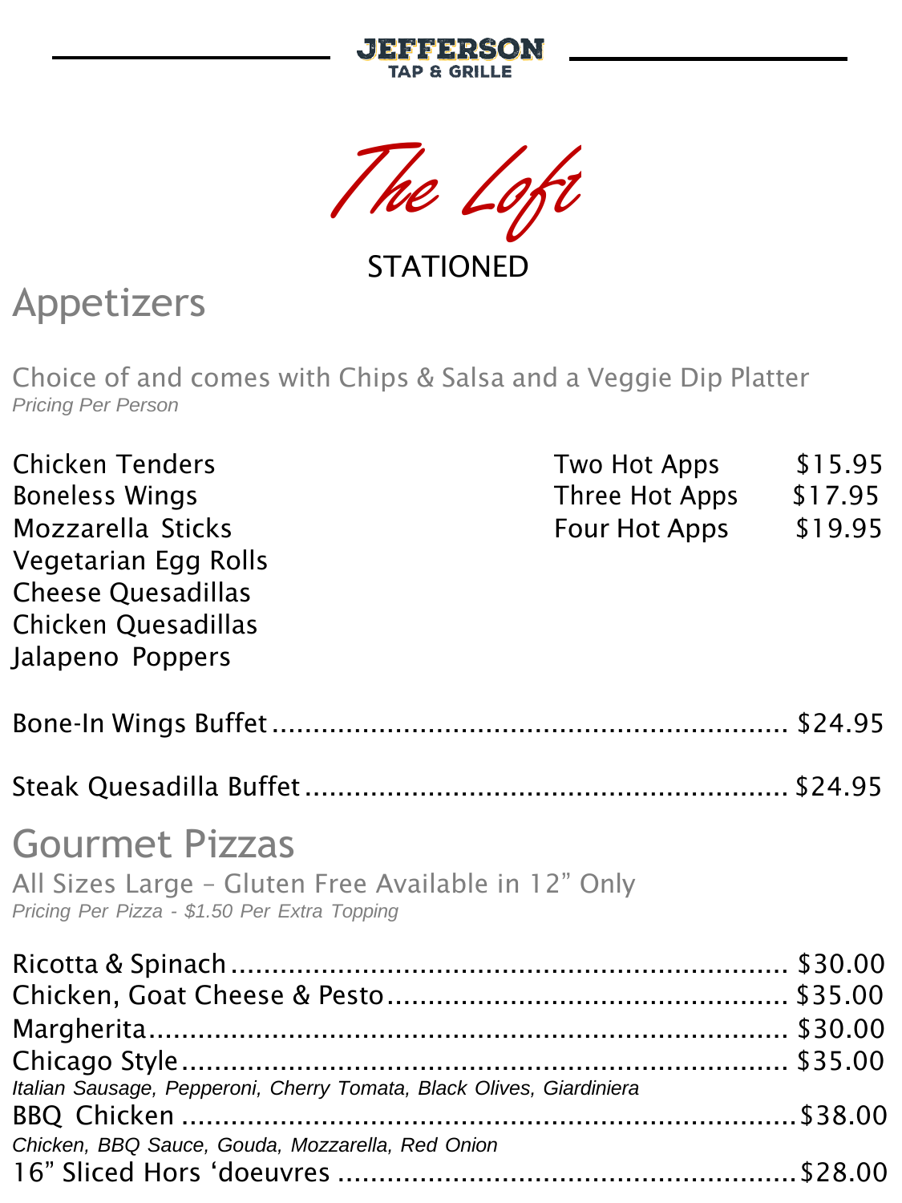# JEFFERSON
TAP & GRILLE

## The Loft

STATIONED

## Appetizers

Choice of and comes with Chips & Salsa and a Veggie Dip Platter
*Pricing Per Person*

Chicken Tenders
Boneless Wings
Mozzarella Sticks
Vegetarian Egg Rolls
Cheese Quesadillas
Chicken Quesadillas
Jalapeno Poppers

| | |
|---|---|
| Two Hot Apps | $15.95 |
| Three Hot Apps | $17.95 |
| Four Hot Apps | $19.95 |

Bone-In Wings Buffet ............................................... $24.95

Steak Quesadilla Buffet ............................................... $24.95

## Gourmet Pizzas

All Sizes Large – Gluten Free Available in 12" Only
*Pricing Per Pizza - $1.50 Per Extra Topping*

Ricotta & Spinach ............................................... $30.00
Chicken, Goat Cheese & Pesto ............................................... $35.00
Margherita ............................................... $30.00
Chicago Style ............................................... $35.00
*Italian Sausage, Pepperoni, Cherry Tomata, Black Olives, Giardiniera*
BBQ Chicken ............................................... $38.00
*Chicken, BBQ Sauce, Gouda, Mozzarella, Red Onion*
16" Sliced Hors 'doeuvres ............................................... $28.00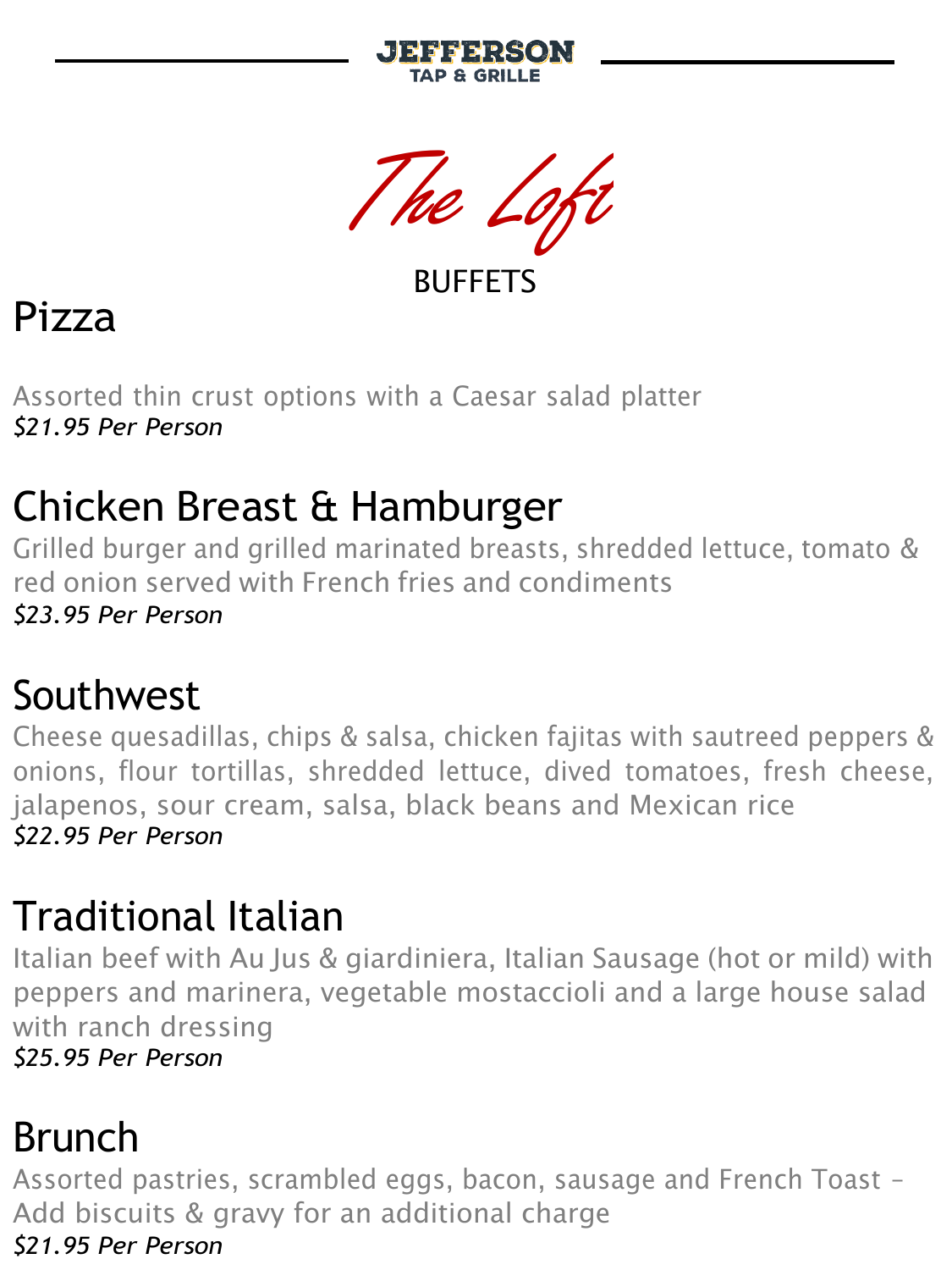**JEFFERSON**
**TAP & GRILLE**

# *The Loft*

## BUFFETS

## Pizza

Assorted thin crust options with a Caesar salad platter
*$21.95 Per Person*

## Chicken Breast & Hamburger

Grilled burger and grilled marinated breasts, shredded lettuce, tomato & red onion served with French fries and condiments
*$23.95 Per Person*

## Southwest

Cheese quesadillas, chips & salsa, chicken fajitas with sautreed peppers & onions, flour tortillas, shredded lettuce, dived tomatoes, fresh cheese, jalapenos, sour cream, salsa, black beans and Mexican rice
*$22.95 Per Person*

## Traditional Italian

Italian beef with Au Jus & giardiniera, Italian Sausage (hot or mild) with peppers and marinera, vegetable mostaccioli and a large house salad with ranch dressing
*$25.95 Per Person*

## Brunch

Assorted pastries, scrambled eggs, bacon, sausage and French Toast – Add biscuits & gravy for an additional charge
*$21.95 Per Person*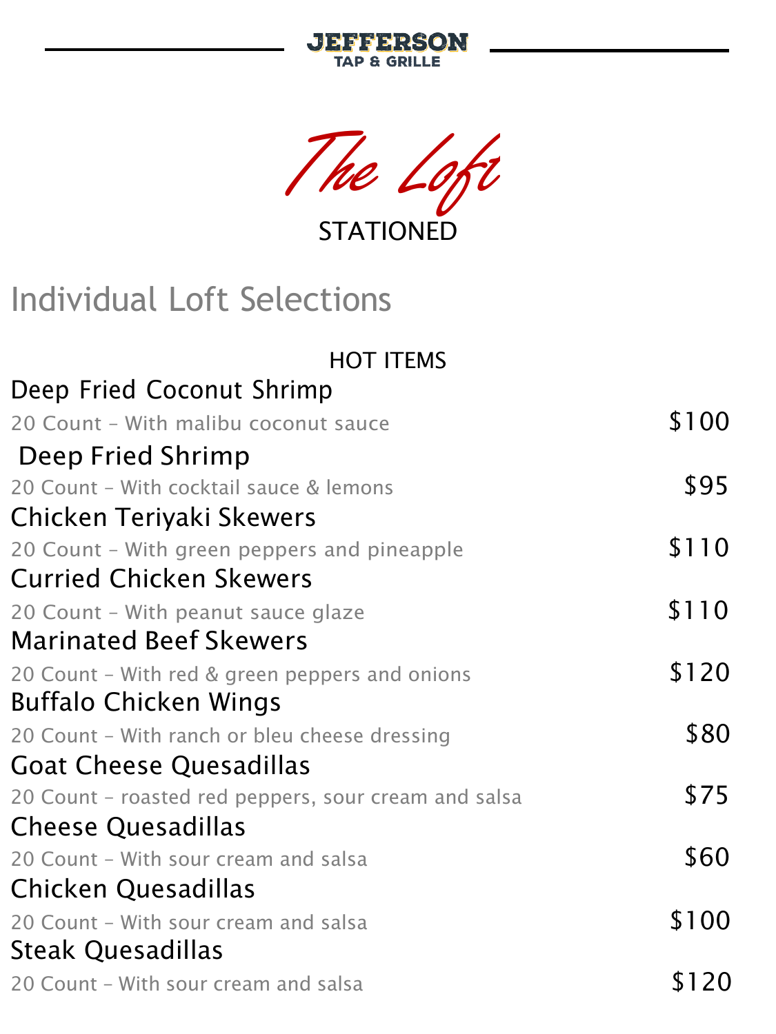**JEFFERSON**
**TAP & GRILLE**

# *The Loft*

STATIONED

## Individual Loft Selections

### HOT ITEMS

**Deep Fried Coconut Shrimp**
20 Count – With malibu coconut sauce — $100

**Deep Fried Shrimp**
20 Count – With cocktail sauce & lemons — $95

**Chicken Teriyaki Skewers**
20 Count – With green peppers and pineapple — $110

**Curried Chicken Skewers**
20 Count – With peanut sauce glaze — $110

**Marinated Beef Skewers**
20 Count – With red & green peppers and onions — $120

**Buffalo Chicken Wings**
20 Count – With ranch or bleu cheese dressing — $80

**Goat Cheese Quesadillas**
20 Count – roasted red peppers, sour cream and salsa — $75

**Cheese Quesadillas**
20 Count – With sour cream and salsa — $60

**Chicken Quesadillas**
20 Count – With sour cream and salsa — $100

**Steak Quesadillas**
20 Count – With sour cream and salsa — $120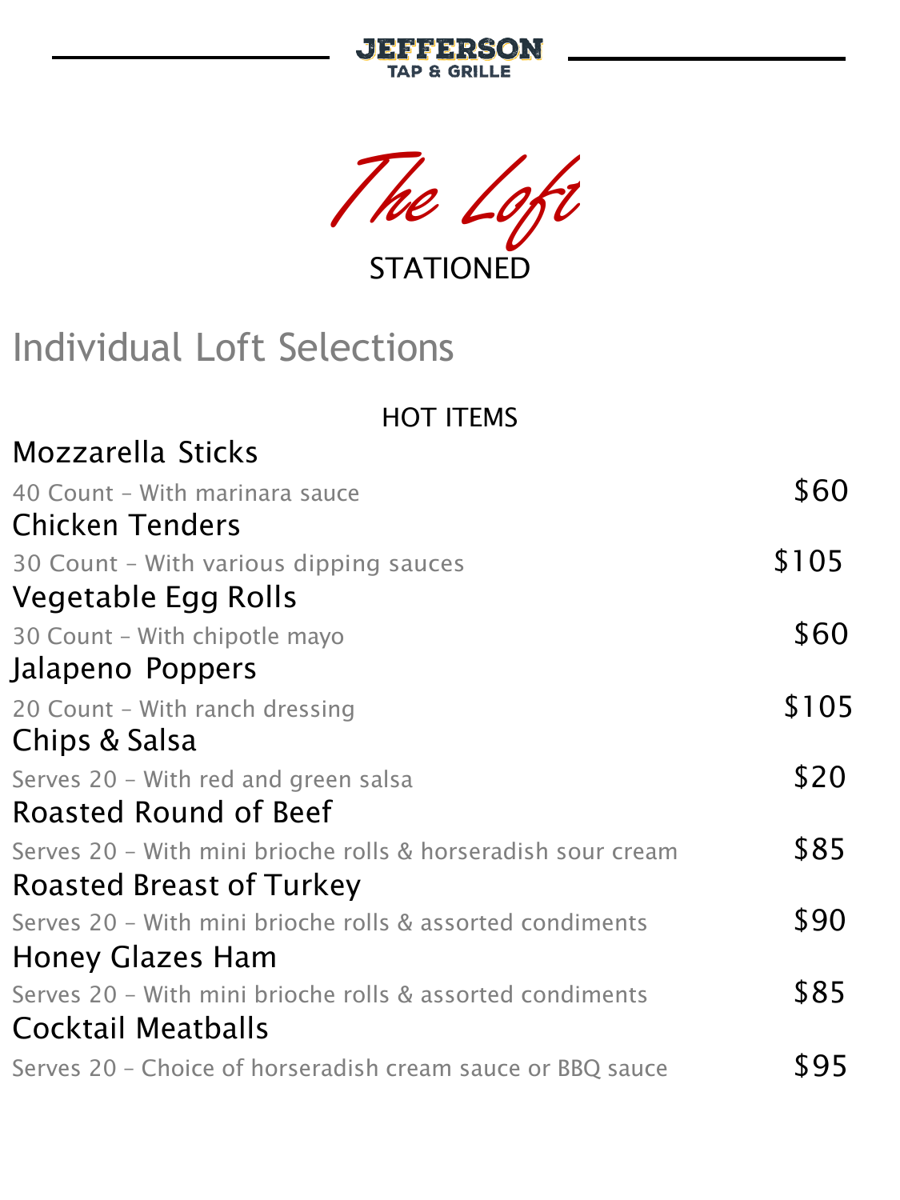JEFFERSON
TAP & GRILLE

# *The Loft*

STATIONED

## Individual Loft Selections

### HOT ITEMS

**Mozzarella Sticks**
40 Count – With marinara sauce — $60

**Chicken Tenders**
30 Count – With various dipping sauces — $105

**Vegetable Egg Rolls**
30 Count – With chipotle mayo — $60

**Jalapeno Poppers**
20 Count – With ranch dressing — $105

**Chips & Salsa**
Serves 20 – With red and green salsa — $20

**Roasted Round of Beef**
Serves 20 – With mini brioche rolls & horseradish sour cream — $85

**Roasted Breast of Turkey**
Serves 20 – With mini brioche rolls & assorted condiments — $90

**Honey Glazes Ham**
Serves 20 – With mini brioche rolls & assorted condiments — $85

**Cocktail Meatballs**
Serves 20 – Choice of horseradish cream sauce or BBQ sauce — $95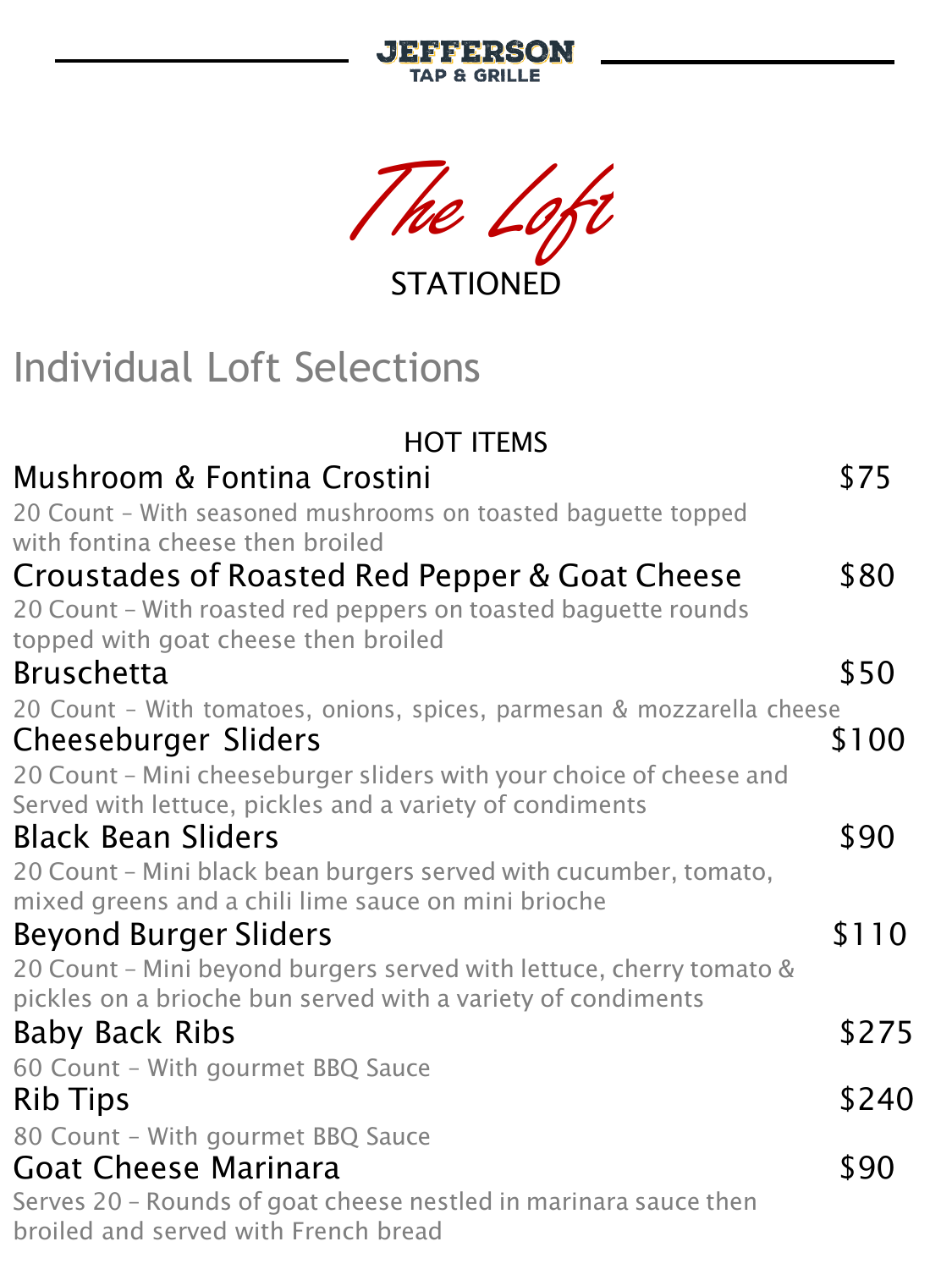# JEFFERSON TAP & GRILLE

## *The Loft*

STATIONED

## Individual Loft Selections

### HOT ITEMS

**Mushroom & Fontina Crostini** — $75

20 Count – With seasoned mushrooms on toasted baguette topped with fontina cheese then broiled

**Croustades of Roasted Red Pepper & Goat Cheese** — $80

20 Count – With roasted red peppers on toasted baguette rounds topped with goat cheese then broiled

**Bruschetta** — $50

20 Count – With tomatoes, onions, spices, parmesan & mozzarella cheese

**Cheeseburger Sliders** — $100

20 Count – Mini cheeseburger sliders with your choice of cheese and Served with lettuce, pickles and a variety of condiments

**Black Bean Sliders** — $90

20 Count – Mini black bean burgers served with cucumber, tomato, mixed greens and a chili lime sauce on mini brioche

**Beyond Burger Sliders** — $110

20 Count – Mini beyond burgers served with lettuce, cherry tomato & pickles on a brioche bun served with a variety of condiments

**Baby Back Ribs** — $275

60 Count – With gourmet BBQ Sauce

**Rib Tips** — $240

80 Count – With gourmet BBQ Sauce

**Goat Cheese Marinara** — $90

Serves 20 – Rounds of goat cheese nestled in marinara sauce then broiled and served with French bread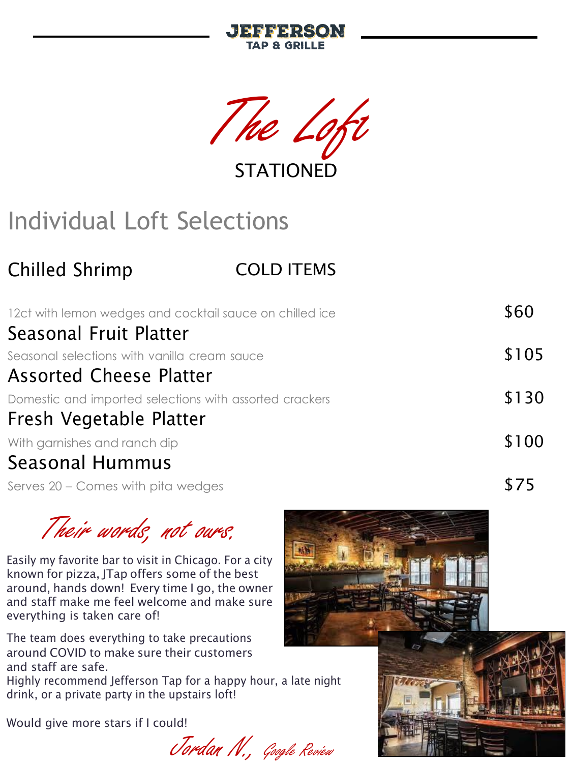JEFFERSON
TAP & GRILLE

# *The Loft*

STATIONED

## Individual Loft Selections

### COLD ITEMS

| Item | Price |
|---|---|
| **Chilled Shrimp** – 12ct with lemon wedges and cocktail sauce on chilled ice | $60 |
| **Seasonal Fruit Platter** – Seasonal selections with vanilla cream sauce | $105 |
| **Assorted Cheese Platter** – Domestic and imported selections with assorted crackers | $130 |
| **Fresh Vegetable Platter** – With garnishes and ranch dip | $100 |
| **Seasonal Hummus** – Serves 20 – Comes with pita wedges | $75 |

*Their words, not ours.*

Easily my favorite bar to visit in Chicago. For a city known for pizza, JTap offers some of the best around, hands down! Every time I go, the owner and staff make me feel welcome and make sure everything is taken care of!

The team does everything to take precautions around COVID to make sure their customers and staff are safe.
Highly recommend Jefferson Tap for a happy hour, a late night drink, or a private party in the upstairs loft!

Would give more stars if I could!

*Jordan N., Google Review*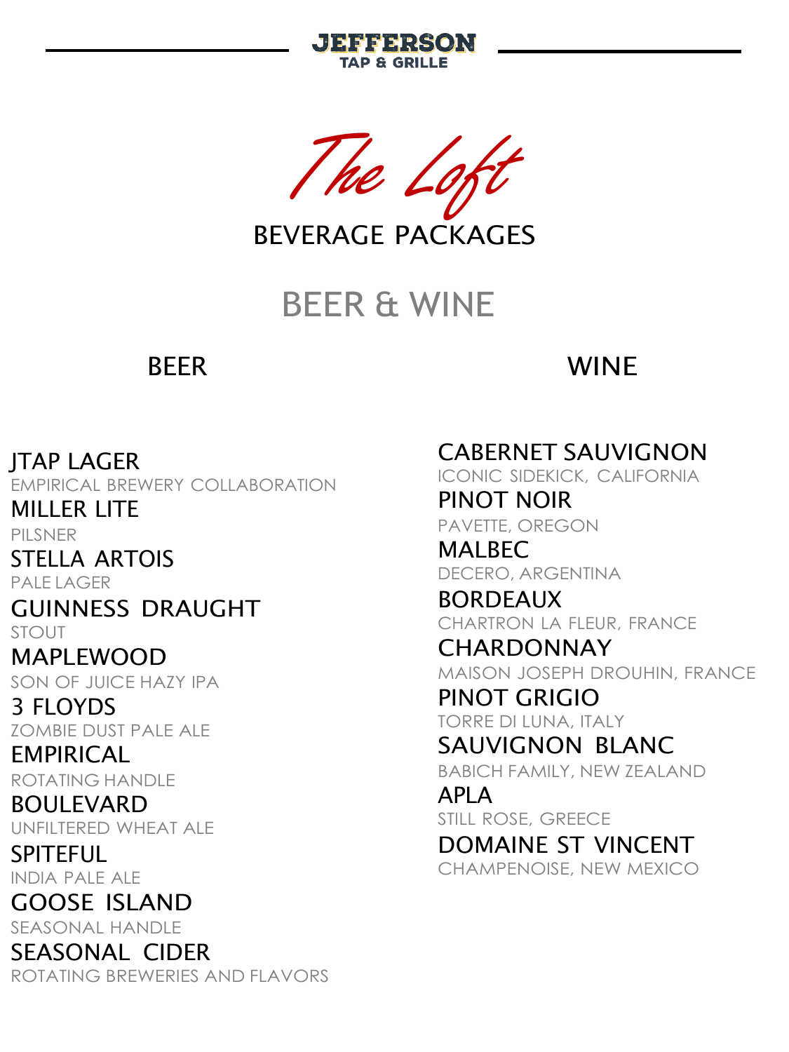JEFFERSON
TAP & GRILLE

# *The Loft*

BEVERAGE PACKAGES

## BEER & WINE

### BEER

**JTAP LAGER**
EMPIRICAL BREWERY COLLABORATION

**MILLER LITE**
PILSNER

**STELLA ARTOIS**
PALE LAGER

**GUINNESS DRAUGHT**
STOUT

**MAPLEWOOD**
SON OF JUICE HAZY IPA

**3 FLOYDS**
ZOMBIE DUST PALE ALE

**EMPIRICAL**
ROTATING HANDLE

**BOULEVARD**
UNFILTERED WHEAT ALE

**SPITEFUL**
INDIA PALE ALE

**GOOSE ISLAND**
SEASONAL HANDLE

**SEASONAL CIDER**
ROTATING BREWERIES AND FLAVORS

### WINE

**CABERNET SAUVIGNON**
ICONIC SIDEKICK, CALIFORNIA

**PINOT NOIR**
PAVETTE, OREGON

**MALBEC**
DECERO, ARGENTINA

**BORDEAUX**
CHARTRON LA FLEUR, FRANCE

**CHARDONNAY**
MAISON JOSEPH DROUHIN, FRANCE

**PINOT GRIGIO**
TORRE DI LUNA, ITALY

**SAUVIGNON BLANC**
BABICH FAMILY, NEW ZEALAND

**APLA**
STILL ROSE, GREECE

**DOMAINE ST VINCENT**
CHAMPENOISE, NEW MEXICO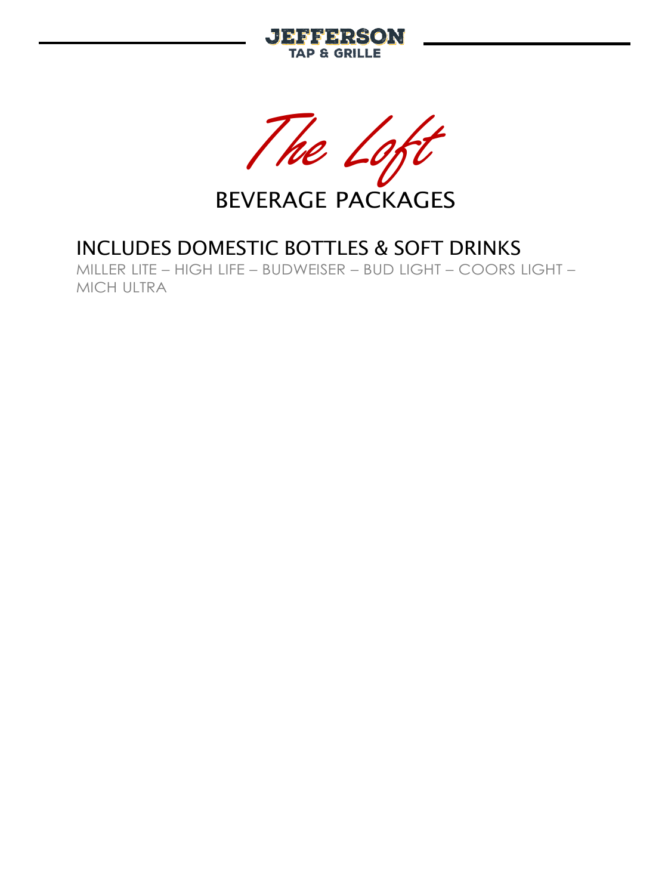JEFFERSON
TAP & GRILLE

# *The Loft*

## BEVERAGE PACKAGES

### INCLUDES DOMESTIC BOTTLES & SOFT DRINKS

MILLER LITE – HIGH LIFE – BUDWEISER – BUD LIGHT – COORS LIGHT – MICH ULTRA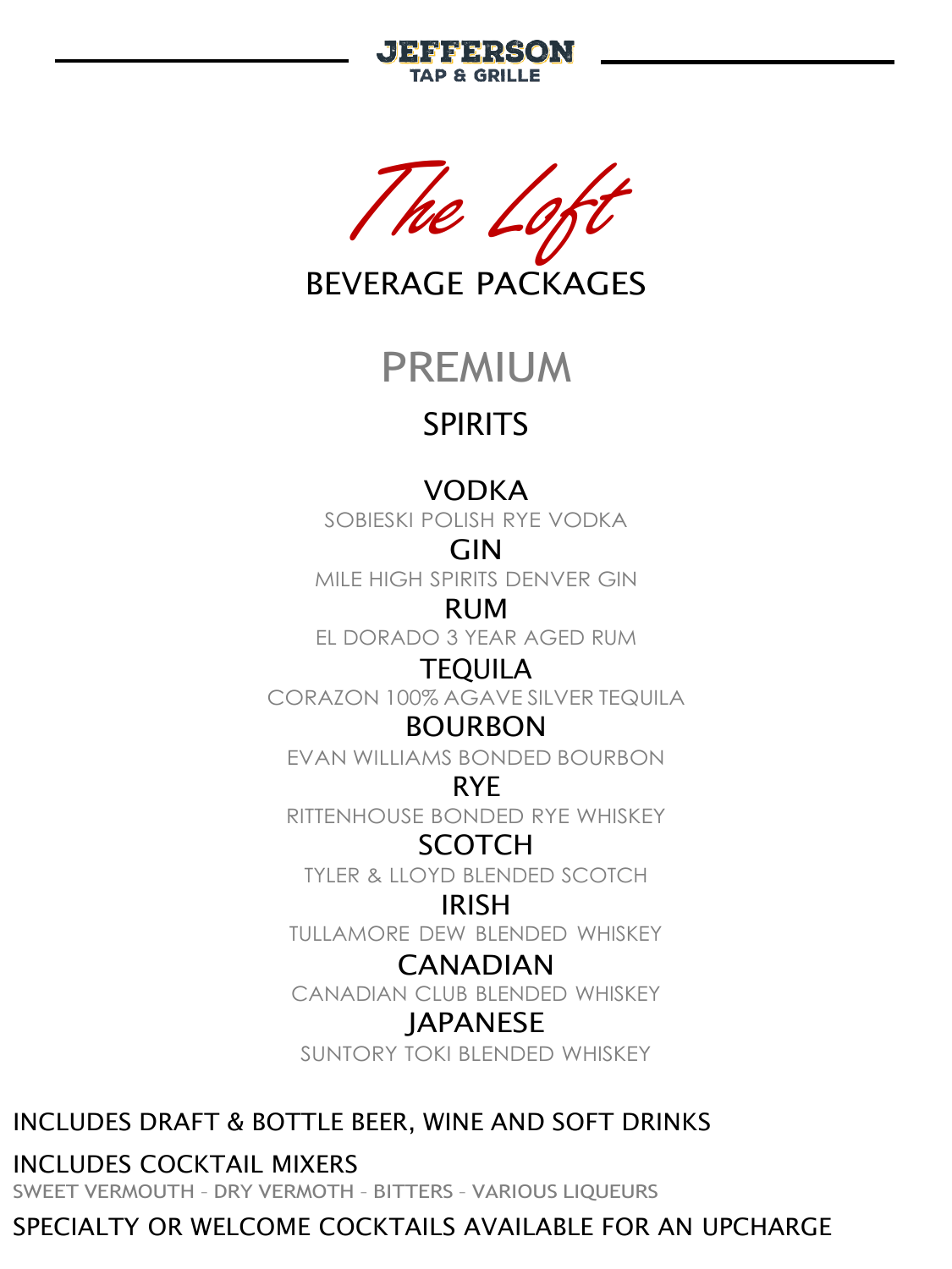JEFFERSON
TAP & GRILLE

# *The Loft*

## BEVERAGE PACKAGES

## PREMIUM

### SPIRITS

**VODKA**
SOBIESKI POLISH RYE VODKA

**GIN**
MILE HIGH SPIRITS DENVER GIN

**RUM**
EL DORADO 3 YEAR AGED RUM

**TEQUILA**
CORAZON 100% AGAVE SILVER TEQUILA

**BOURBON**
EVAN WILLIAMS BONDED BOURBON

**RYE**
RITTENHOUSE BONDED RYE WHISKEY

**SCOTCH**
TYLER & LLOYD BLENDED SCOTCH

**IRISH**
TULLAMORE DEW BLENDED WHISKEY

**CANADIAN**
CANADIAN CLUB BLENDED WHISKEY

**JAPANESE**
SUNTORY TOKI BLENDED WHISKEY

INCLUDES DRAFT & BOTTLE BEER, WINE AND SOFT DRINKS

INCLUDES COCKTAIL MIXERS
SWEET VERMOUTH - DRY VERMOTH - BITTERS - VARIOUS LIQUEURS

SPECIALTY OR WELCOME COCKTAILS AVAILABLE FOR AN UPCHARGE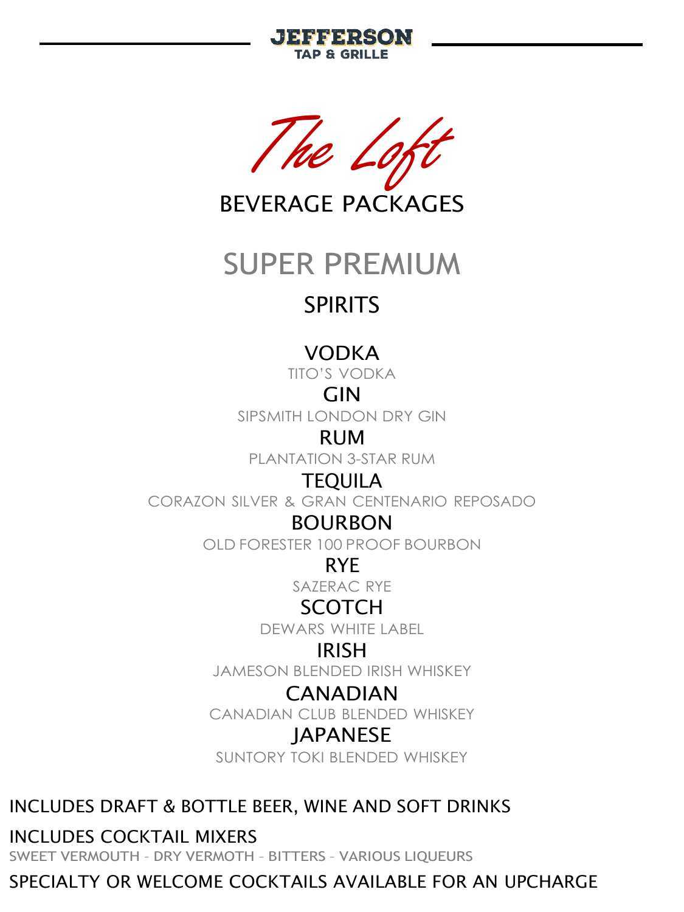JEFFERSON
TAP & GRILLE

# *The Loft*

## BEVERAGE PACKAGES

# SUPER PREMIUM

## SPIRITS

### VODKA
TITO'S VODKA

### GIN
SIPSMITH LONDON DRY GIN

### RUM
PLANTATION 3-STAR RUM

### TEQUILA
CORAZON SILVER & GRAN CENTENARIO REPOSADO

### BOURBON
OLD FORESTER 100 PROOF BOURBON

### RYE
SAZERAC RYE

### SCOTCH
DEWARS WHITE LABEL

### IRISH
JAMESON BLENDED IRISH WHISKEY

### CANADIAN
CANADIAN CLUB BLENDED WHISKEY

### JAPANESE
SUNTORY TOKI BLENDED WHISKEY

INCLUDES DRAFT & BOTTLE BEER, WINE AND SOFT DRINKS

INCLUDES COCKTAIL MIXERS
SWEET VERMOUTH - DRY VERMOTH - BITTERS - VARIOUS LIQUEURS

SPECIALTY OR WELCOME COCKTAILS AVAILABLE FOR AN UPCHARGE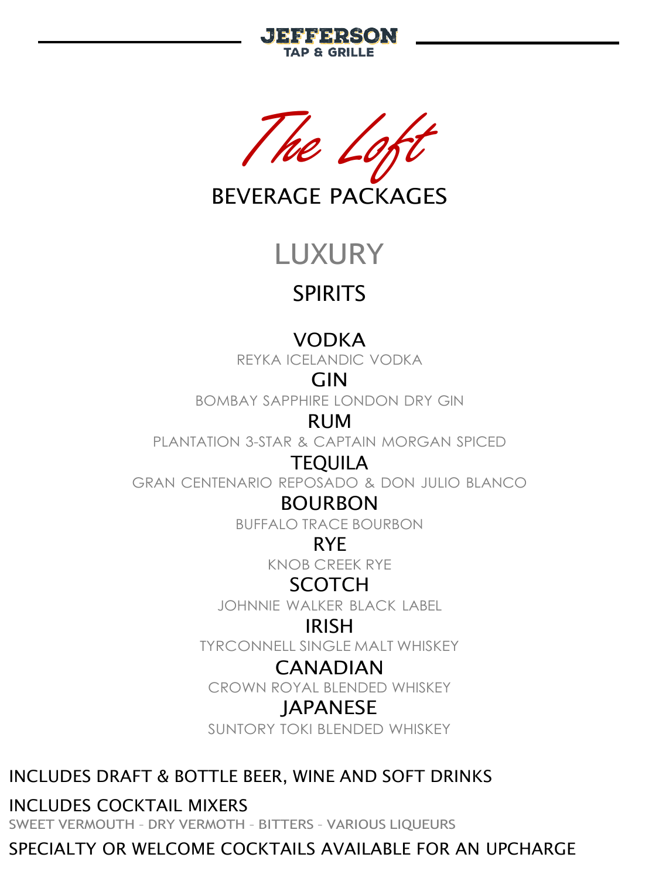JEFFERSON
TAP & GRILLE

# The Loft

## BEVERAGE PACKAGES

## LUXURY

### SPIRITS

**VODKA**
REYKA ICELANDIC VODKA

**GIN**
BOMBAY SAPPHIRE LONDON DRY GIN

**RUM**
PLANTATION 3-STAR & CAPTAIN MORGAN SPICED

**TEQUILA**
GRAN CENTENARIO REPOSADO & DON JULIO BLANCO

**BOURBON**
BUFFALO TRACE BOURBON

**RYE**
KNOB CREEK RYE

**SCOTCH**
JOHNNIE WALKER BLACK LABEL

**IRISH**
TYRCONNELL SINGLE MALT WHISKEY

**CANADIAN**
CROWN ROYAL BLENDED WHISKEY

**JAPANESE**
SUNTORY TOKI BLENDED WHISKEY

INCLUDES DRAFT & BOTTLE BEER, WINE AND SOFT DRINKS

INCLUDES COCKTAIL MIXERS
SWEET VERMOUTH - DRY VERMOTH - BITTERS - VARIOUS LIQUEURS

SPECIALTY OR WELCOME COCKTAILS AVAILABLE FOR AN UPCHARGE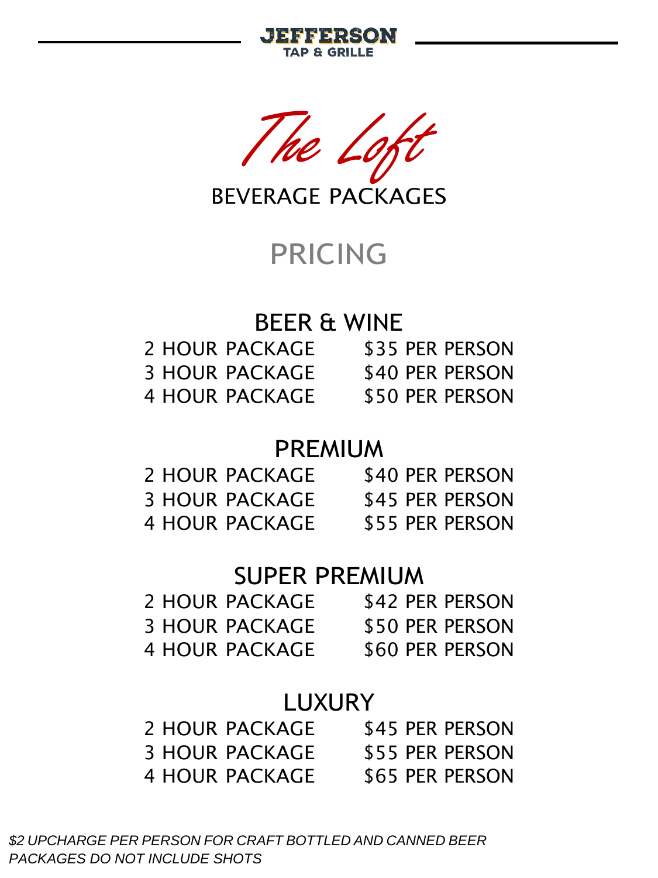JEFFERSON
TAP & GRILLE

# The Loft

## BEVERAGE PACKAGES

## PRICING

### BEER & WINE

| | |
|---|---|
| 2 HOUR PACKAGE | $35 PER PERSON |
| 3 HOUR PACKAGE | $40 PER PERSON |
| 4 HOUR PACKAGE | $50 PER PERSON |

### PREMIUM

| | |
|---|---|
| 2 HOUR PACKAGE | $40 PER PERSON |
| 3 HOUR PACKAGE | $45 PER PERSON |
| 4 HOUR PACKAGE | $55 PER PERSON |

### SUPER PREMIUM

| | |
|---|---|
| 2 HOUR PACKAGE | $42 PER PERSON |
| 3 HOUR PACKAGE | $50 PER PERSON |
| 4 HOUR PACKAGE | $60 PER PERSON |

### LUXURY

| | |
|---|---|
| 2 HOUR PACKAGE | $45 PER PERSON |
| 3 HOUR PACKAGE | $55 PER PERSON |
| 4 HOUR PACKAGE | $65 PER PERSON |

*$2 UPCHARGE PER PERSON FOR CRAFT BOTTLED AND CANNED BEER*
*PACKAGES DO NOT INCLUDE SHOTS*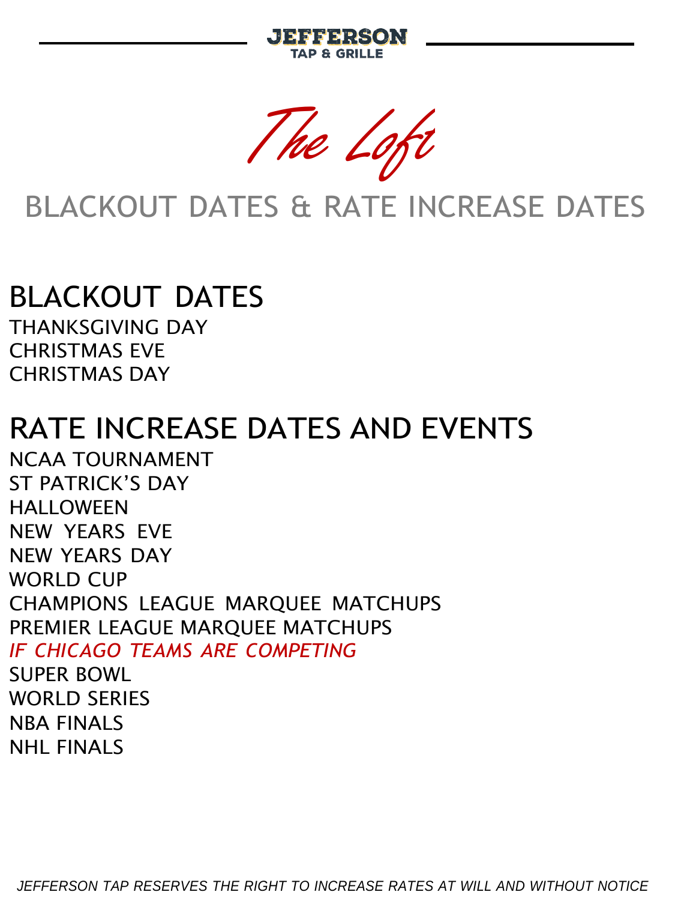JEFFERSON
TAP & GRILLE

# *The Loft*

## BLACKOUT DATES & RATE INCREASE DATES

### BLACKOUT DATES

THANKSGIVING DAY
CHRISTMAS EVE
CHRISTMAS DAY

### RATE INCREASE DATES AND EVENTS

NCAA TOURNAMENT
ST PATRICK'S DAY
HALLOWEEN
NEW YEARS EVE
NEW YEARS DAY
WORLD CUP
CHAMPIONS LEAGUE MARQUEE MATCHUPS
PREMIER LEAGUE MARQUEE MATCHUPS
*IF CHICAGO TEAMS ARE COMPETING*
SUPER BOWL
WORLD SERIES
NBA FINALS
NHL FINALS

*JEFFERSON TAP RESERVES THE RIGHT TO INCREASE RATES AT WILL AND WITHOUT NOTICE*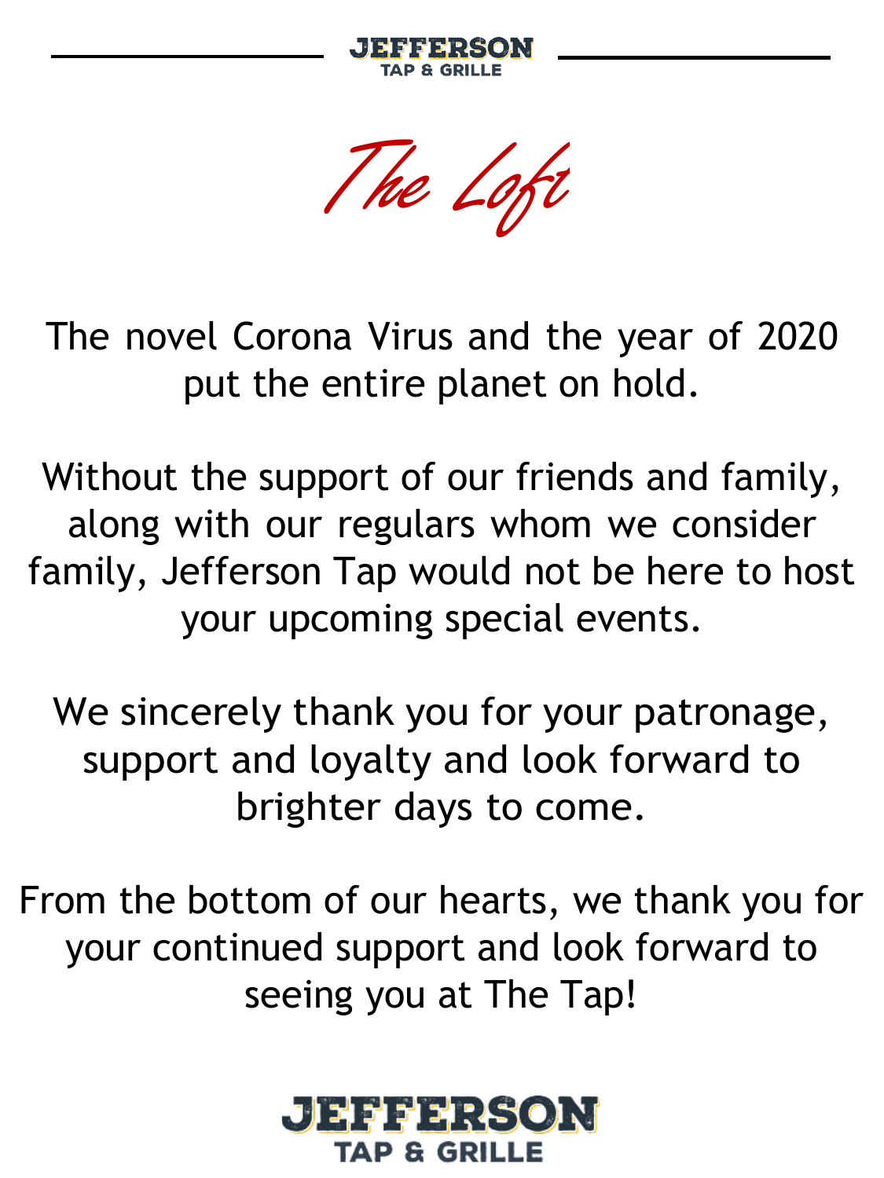JEFFERSON
TAP & GRILLE

# *The Loft*

The novel Corona Virus and the year of 2020 put the entire planet on hold.

Without the support of our friends and family, along with our regulars whom we consider family, Jefferson Tap would not be here to host your upcoming special events.

We sincerely thank you for your patronage, support and loyalty and look forward to brighter days to come.

From the bottom of our hearts, we thank you for your continued support and look forward to seeing you at The Tap!

JEFFERSON
TAP & GRILLE